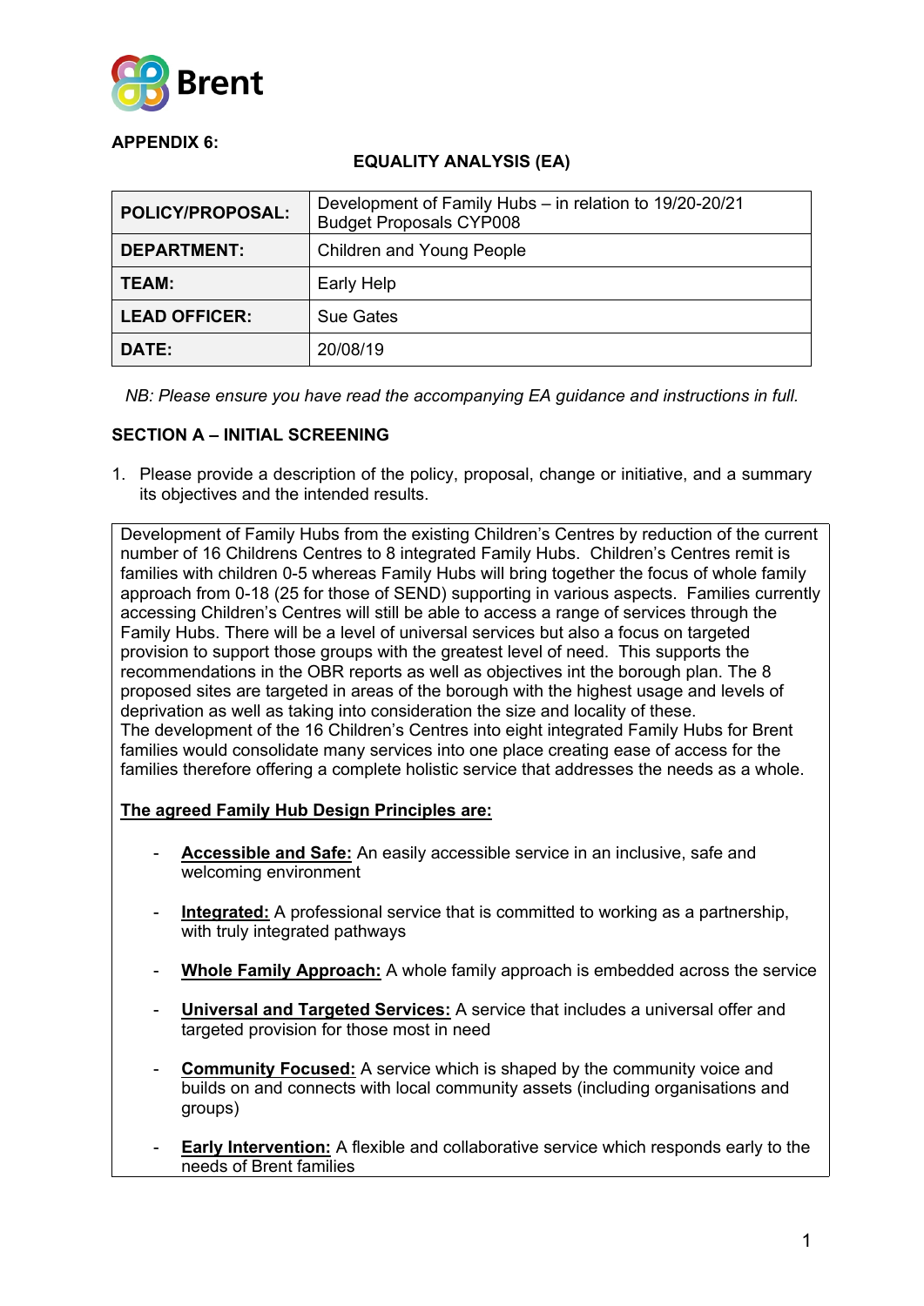**APPENDIX 6:**

## EQUALITY ANALYSIS (EA)

| | |
|---|---|
| **POLICY/PROPOSAL:** | Development of Family Hubs – in relation to 19/20-20/21 Budget Proposals CYP008 |
| **DEPARTMENT:** | Children and Young People |
| **TEAM:** | Early Help |
| **LEAD OFFICER:** | Sue Gates |
| **DATE:** | 20/08/19 |

*NB: Please ensure you have read the accompanying EA guidance and instructions in full.*

### SECTION A – INITIAL SCREENING

1. Please provide a description of the policy, proposal, change or initiative, and a summary its objectives and the intended results.

Development of Family Hubs from the existing Children's Centres by reduction of the current number of 16 Childrens Centres to 8 integrated Family Hubs. Children's Centres remit is families with children 0-5 whereas Family Hubs will bring together the focus of whole family approach from 0-18 (25 for those of SEND) supporting in various aspects. Families currently accessing Children's Centres will still be able to access a range of services through the Family Hubs. There will be a level of universal services but also a focus on targeted provision to support those groups with the greatest level of need. This supports the recommendations in the OBR reports as well as objectives int the borough plan. The 8 proposed sites are targeted in areas of the borough with the highest usage and levels of deprivation as well as taking into consideration the size and locality of these.
The development of the 16 Children's Centres into eight integrated Family Hubs for Brent families would consolidate many services into one place creating ease of access for the families therefore offering a complete holistic service that addresses the needs as a whole.

**The agreed Family Hub Design Principles are:**

- **Accessible and Safe:** An easily accessible service in an inclusive, safe and welcoming environment
- **Integrated:** A professional service that is committed to working as a partnership, with truly integrated pathways
- **Whole Family Approach:** A whole family approach is embedded across the service
- **Universal and Targeted Services:** A service that includes a universal offer and targeted provision for those most in need
- **Community Focused:** A service which is shaped by the community voice and builds on and connects with local community assets (including organisations and groups)
- **Early Intervention:** A flexible and collaborative service which responds early to the needs of Brent families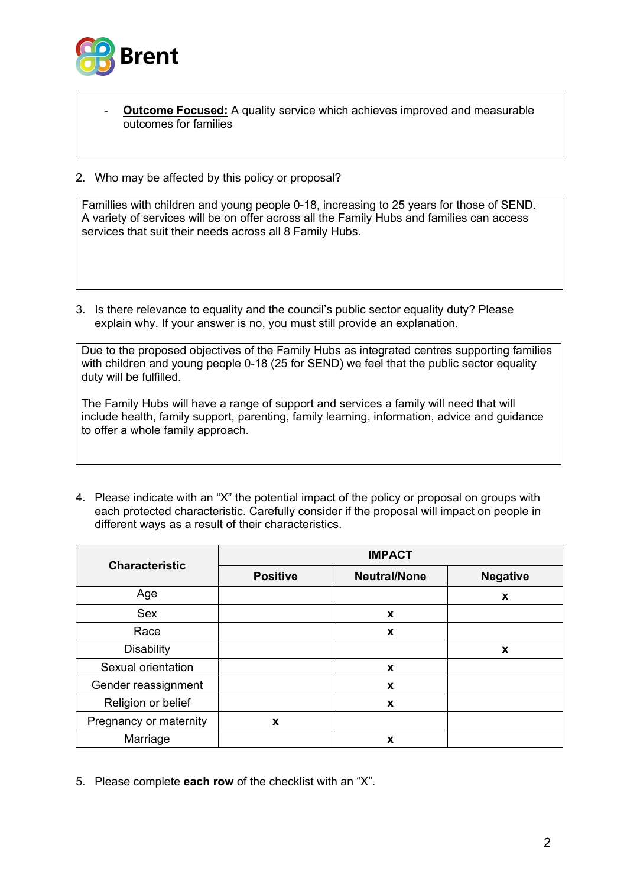- **<u>Outcome Focused:</u>** A quality service which achieves improved and measurable outcomes for families

2. Who may be affected by this policy or proposal?

Famillies with children and young people 0-18, increasing to 25 years for those of SEND. A variety of services will be on offer across all the Family Hubs and families can access services that suit their needs across all 8 Family Hubs.

3. Is there relevance to equality and the council's public sector equality duty? Please explain why. If your answer is no, you must still provide an explanation.

Due to the proposed objectives of the Family Hubs as integrated centres supporting families with children and young people 0-18 (25 for SEND) we feel that the public sector equality duty will be fulfilled.

The Family Hubs will have a range of support and services a family will need that will include health, family support, parenting, family learning, information, advice and guidance to offer a whole family approach.

4. Please indicate with an "X" the potential impact of the policy or proposal on groups with each protected characteristic. Carefully consider if the proposal will impact on people in different ways as a result of their characteristics.

| Characteristic | IMPACT | | |
|---|---|---|---|
| | **Positive** | **Neutral/None** | **Negative** |
| Age | | | x |
| Sex | | x | |
| Race | | x | |
| Disability | | | x |
| Sexual orientation | | x | |
| Gender reassignment | | x | |
| Religion or belief | | x | |
| Pregnancy or maternity | x | | |
| Marriage | | x | |

5. Please complete **each row** of the checklist with an "X".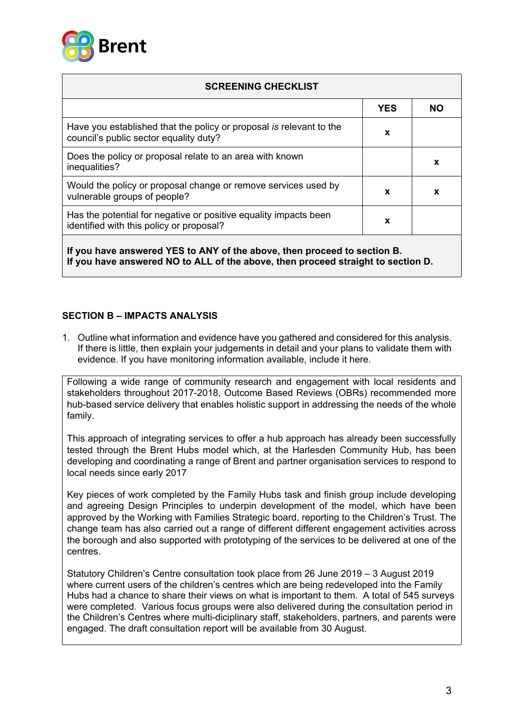| SCREENING CHECKLIST | | |
|---|---|---|
| | **YES** | **NO** |
| Have you established that the policy or proposal *is* relevant to the council's public sector equality duty? | **x** | |
| Does the policy or proposal relate to an area with known inequalities? | | **x** |
| Would the policy or proposal change or remove services used by vulnerable groups of people? | **x** | **x** |
| Has the potential for negative or positive equality impacts been identified with this policy or proposal? | **x** | |
| **If you have answered YES to ANY of the above, then proceed to section B.** **If you have answered NO to ALL of the above, then proceed straight to section D.** | | |

## SECTION B – IMPACTS ANALYSIS

1. Outline what information and evidence have you gathered and considered for this analysis. If there is little, then explain your judgements in detail and your plans to validate them with evidence. If you have monitoring information available, include it here.

Following a wide range of community research and engagement with local residents and stakeholders throughout 2017-2018, Outcome Based Reviews (OBRs) recommended more hub-based service delivery that enables holistic support in addressing the needs of the whole family.

This approach of integrating services to offer a hub approach has already been successfully tested through the Brent Hubs model which, at the Harlesden Community Hub, has been developing and coordinating a range of Brent and partner organisation services to respond to local needs since early 2017

Key pieces of work completed by the Family Hubs task and finish group include developing and agreeing Design Principles to underpin development of the model, which have been approved by the Working with Families Strategic board, reporting to the Children's Trust. The change team has also carried out a range of different different engagement activities across the borough and also supported with prototyping of the services to be delivered at one of the centres.

Statutory Children's Centre consultation took place from 26 June 2019 – 3 August 2019 where current users of the children's centres which are being redeveloped into the Family Hubs had a chance to share their views on what is important to them. A total of 545 surveys were completed. Various focus groups were also delivered during the consultation period in the Children's Centres where multi-diciplinary staff, stakeholders, partners, and parents were engaged. The draft consultation report will be available from 30 August.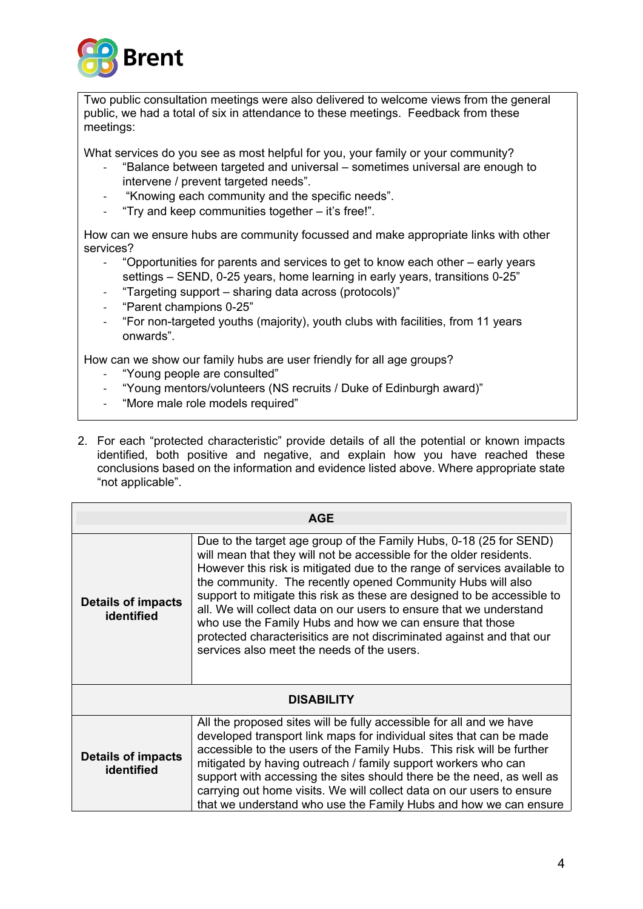Two public consultation meetings were also delivered to welcome views from the general public, we had a total of six in attendance to these meetings. Feedback from these meetings:

What services do you see as most helpful for you, your family or your community?

- "Balance between targeted and universal – sometimes universal are enough to intervene / prevent targeted needs".
- "Knowing each community and the specific needs".
- "Try and keep communities together – it's free!".

How can we ensure hubs are community focussed and make appropriate links with other services?

- "Opportunities for parents and services to get to know each other – early years settings – SEND, 0-25 years, home learning in early years, transitions 0-25"
- "Targeting support – sharing data across (protocols)"
- "Parent champions 0-25"
- "For non-targeted youths (majority), youth clubs with facilities, from 11 years onwards".

How can we show our family hubs are user friendly for all age groups?

- "Young people are consulted"
- "Young mentors/volunteers (NS recruits / Duke of Edinburgh award)"
- "More male role models required"

2. For each "protected characteristic" provide details of all the potential or known impacts identified, both positive and negative, and explain how you have reached these conclusions based on the information and evidence listed above. Where appropriate state "not applicable".

| **AGE** | |
|---|---|
| **Details of impacts identified** | Due to the target age group of the Family Hubs, 0-18 (25 for SEND) will mean that they will not be accessible for the older residents. However this risk is mitigated due to the range of services available to the community. The recently opened Community Hubs will also support to mitigate this risk as these are designed to be accessible to all. We will collect data on our users to ensure that we understand who use the Family Hubs and how we can ensure that those protected characterisitics are not discriminated against and that our services also meet the needs of the users. |
| **DISABILITY** | |
| **Details of impacts identified** | All the proposed sites will be fully accessible for all and we have developed transport link maps for individual sites that can be made accessible to the users of the Family Hubs. This risk will be further mitigated by having outreach / family support workers who can support with accessing the sites should there be the need, as well as carrying out home visits. We will collect data on our users to ensure that we understand who use the Family Hubs and how we can ensure |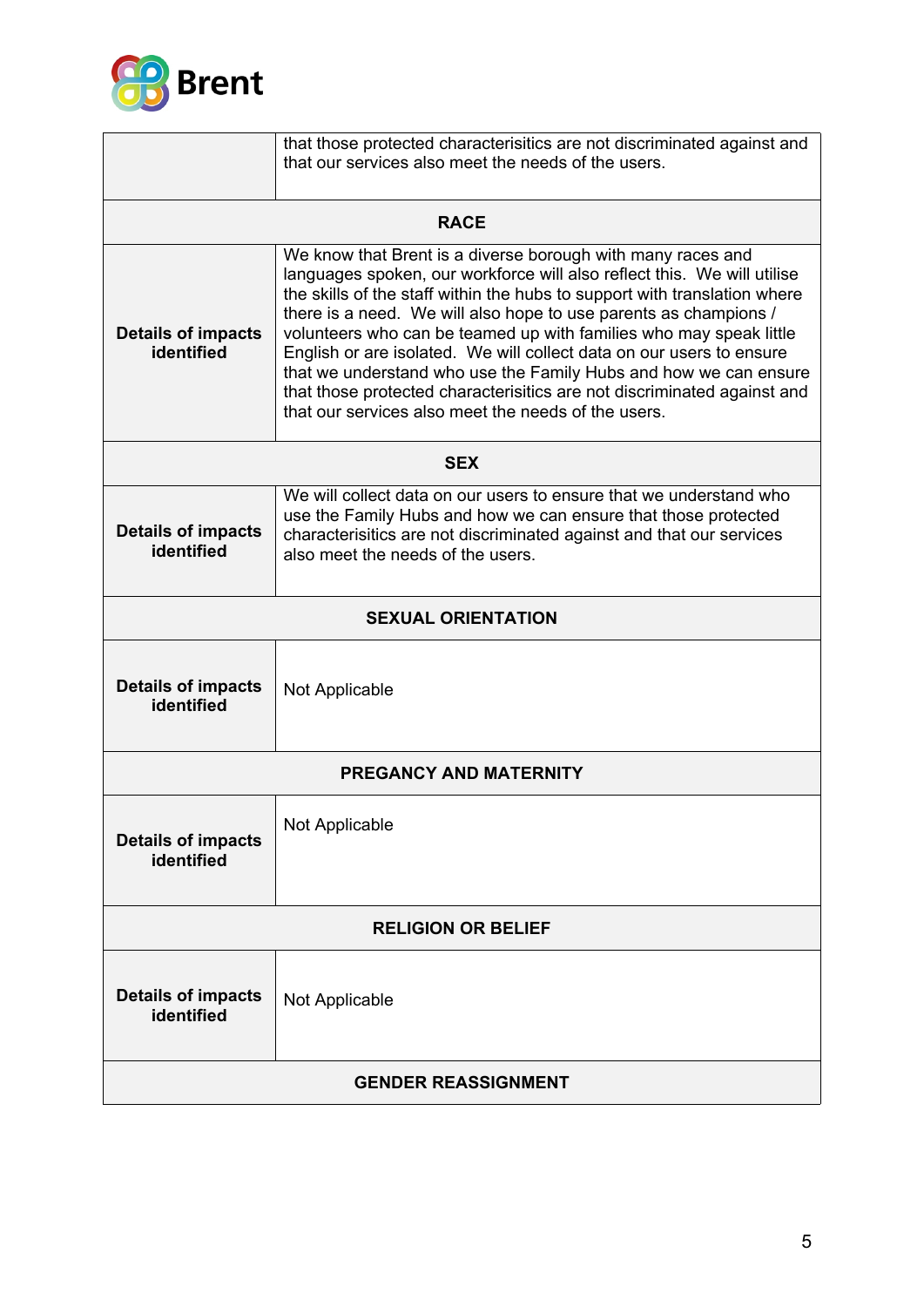| | |
|---|---|
| | that those protected characterisitics are not discriminated against and that our services also meet the needs of the users. |
| **RACE** | |
| **Details of impacts identified** | We know that Brent is a diverse borough with many races and languages spoken, our workforce will also reflect this. We will utilise the skills of the staff within the hubs to support with translation where there is a need. We will also hope to use parents as champions / volunteers who can be teamed up with families who may speak little English or are isolated. We will collect data on our users to ensure that we understand who use the Family Hubs and how we can ensure that those protected characterisitics are not discriminated against and that our services also meet the needs of the users. |
| **SEX** | |
| **Details of impacts identified** | We will collect data on our users to ensure that we understand who use the Family Hubs and how we can ensure that those protected characterisitics are not discriminated against and that our services also meet the needs of the users. |
| **SEXUAL ORIENTATION** | |
| **Details of impacts identified** | Not Applicable |
| **PREGANCY AND MATERNITY** | |
| **Details of impacts identified** | Not Applicable |
| **RELIGION OR BELIEF** | |
| **Details of impacts identified** | Not Applicable |
| **GENDER REASSIGNMENT** | |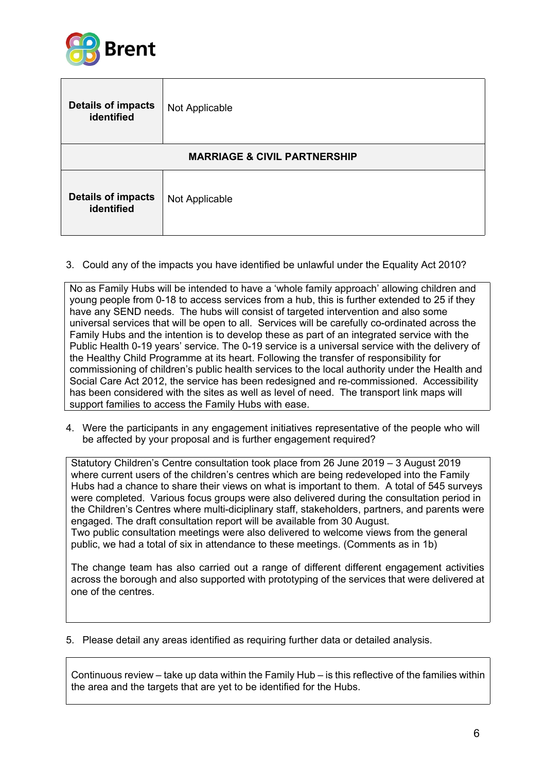| | |
|---|---|
| **Details of impacts identified** | Not Applicable |
| **MARRIAGE & CIVIL PARTNERSHIP** | |
| **Details of impacts identified** | Not Applicable |

3. Could any of the impacts you have identified be unlawful under the Equality Act 2010?

No as Family Hubs will be intended to have a 'whole family approach' allowing children and young people from 0-18 to access services from a hub, this is further extended to 25 if they have any SEND needs. The hubs will consist of targeted intervention and also some universal services that will be open to all. Services will be carefully co-ordinated across the Family Hubs and the intention is to develop these as part of an integrated service with the Public Health 0-19 years' service. The 0-19 service is a universal service with the delivery of the Healthy Child Programme at its heart. Following the transfer of responsibility for commissioning of children's public health services to the local authority under the Health and Social Care Act 2012, the service has been redesigned and re-commissioned. Accessibility has been considered with the sites as well as level of need. The transport link maps will support families to access the Family Hubs with ease.

4. Were the participants in any engagement initiatives representative of the people who will be affected by your proposal and is further engagement required?

Statutory Children's Centre consultation took place from 26 June 2019 – 3 August 2019 where current users of the children's centres which are being redeveloped into the Family Hubs had a chance to share their views on what is important to them. A total of 545 surveys were completed. Various focus groups were also delivered during the consultation period in the Children's Centres where multi-diciplinary staff, stakeholders, partners, and parents were engaged. The draft consultation report will be available from 30 August.
Two public consultation meetings were also delivered to welcome views from the general public, we had a total of six in attendance to these meetings. (Comments as in 1b)

The change team has also carried out a range of different different engagement activities across the borough and also supported with prototyping of the services that were delivered at one of the centres.

5. Please detail any areas identified as requiring further data or detailed analysis.

Continuous review – take up data within the Family Hub – is this reflective of the families within the area and the targets that are yet to be identified for the Hubs.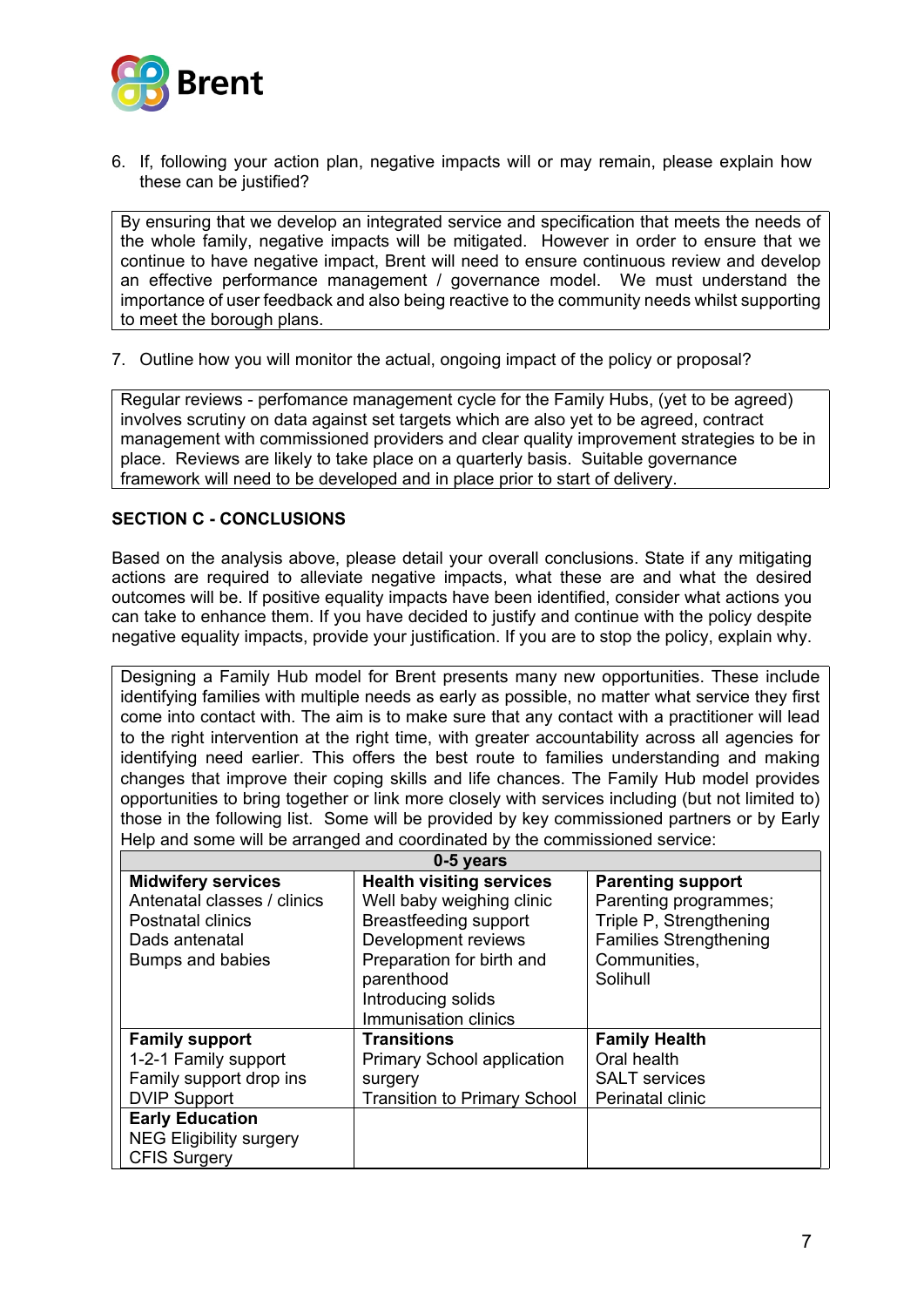6. If, following your action plan, negative impacts will or may remain, please explain how these can be justified?

By ensuring that we develop an integrated service and specification that meets the needs of the whole family, negative impacts will be mitigated. However in order to ensure that we continue to have negative impact, Brent will need to ensure continuous review and develop an effective performance management / governance model. We must understand the importance of user feedback and also being reactive to the community needs whilst supporting to meet the borough plans.

7. Outline how you will monitor the actual, ongoing impact of the policy or proposal?

Regular reviews - perfomance management cycle for the Family Hubs, (yet to be agreed) involves scrutiny on data against set targets which are also yet to be agreed, contract management with commissioned providers and clear quality improvement strategies to be in place. Reviews are likely to take place on a quarterly basis. Suitable governance framework will need to be developed and in place prior to start of delivery.

**SECTION C - CONCLUSIONS**

Based on the analysis above, please detail your overall conclusions. State if any mitigating actions are required to alleviate negative impacts, what these are and what the desired outcomes will be. If positive equality impacts have been identified, consider what actions you can take to enhance them. If you have decided to justify and continue with the policy despite negative equality impacts, provide your justification. If you are to stop the policy, explain why.

Designing a Family Hub model for Brent presents many new opportunities. These include identifying families with multiple needs as early as possible, no matter what service they first come into contact with. The aim is to make sure that any contact with a practitioner will lead to the right intervention at the right time, with greater accountability across all agencies for identifying need earlier. This offers the best route to families understanding and making changes that improve their coping skills and life chances. The Family Hub model provides opportunities to bring together or link more closely with services including (but not limited to) those in the following list. Some will be provided by key commissioned partners or by Early Help and some will be arranged and coordinated by the commissioned service:

| **0-5 years** | | |
|---|---|---|
| **Midwifery services**<br>Antenatal classes / clinics<br>Postnatal clinics<br>Dads antenatal<br>Bumps and babies | **Health visiting services**<br>Well baby weighing clinic<br>Breastfeeding support<br>Development reviews<br>Preparation for birth and parenthood<br>Introducing solids<br>Immunisation clinics | **Parenting support**<br>Parenting programmes; Triple P, Strengthening Families Strengthening Communities, Solihull |
| **Family support**<br>1-2-1 Family support<br>Family support drop ins<br>DVIP Support | **Transitions**<br>Primary School application surgery<br>Transition to Primary School | **Family Health**<br>Oral health<br>SALT services<br>Perinatal clinic |
| **Early Education**<br>NEG Eligibility surgery<br>CFIS Surgery | | |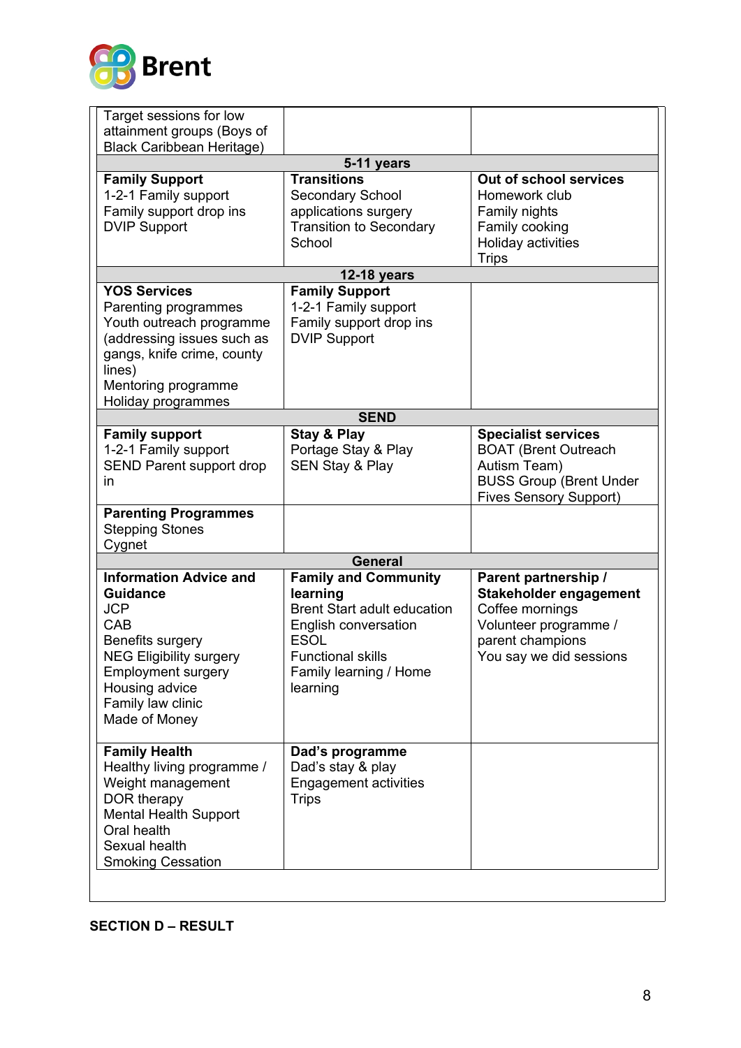| | | |
|---|---|---|
| Target sessions for low attainment groups (Boys of Black Caribbean Heritage) | | |
| **5-11 years** | | |
| **Family Support**<br>1-2-1 Family support<br>Family support drop ins<br>DVIP Support | **Transitions**<br>Secondary School applications surgery<br>Transition to Secondary School | **Out of school services**<br>Homework club<br>Family nights<br>Family cooking<br>Holiday activities<br>Trips |
| **12-18 years** | | |
| **YOS Services**<br>Parenting programmes<br>Youth outreach programme (addressing issues such as gangs, knife crime, county lines)<br>Mentoring programme<br>Holiday programmes | **Family Support**<br>1-2-1 Family support<br>Family support drop ins<br>DVIP Support | |
| **SEND** | | |
| **Family support**<br>1-2-1 Family support<br>SEND Parent support drop in | **Stay & Play**<br>Portage Stay & Play<br>SEN Stay & Play | **Specialist services**<br>BOAT (Brent Outreach Autism Team)<br>BUSS Group (Brent Under Fives Sensory Support) |
| **Parenting Programmes**<br>Stepping Stones<br>Cygnet | | |
| **General** | | |
| **Information Advice and Guidance**<br>JCP<br>CAB<br>Benefits surgery<br>NEG Eligibility surgery<br>Employment surgery<br>Housing advice<br>Family law clinic<br>Made of Money | **Family and Community learning**<br>Brent Start adult education<br>English conversation<br>ESOL<br>Functional skills<br>Family learning / Home learning | **Parent partnership / Stakeholder engagement**<br>Coffee mornings<br>Volunteer programme / parent champions<br>You say we did sessions |
| **Family Health**<br>Healthy living programme / Weight management<br>DOR therapy<br>Mental Health Support<br>Oral health<br>Sexual health<br>Smoking Cessation | **Dad's programme**<br>Dad's stay & play<br>Engagement activities<br>Trips | |

**SECTION D – RESULT**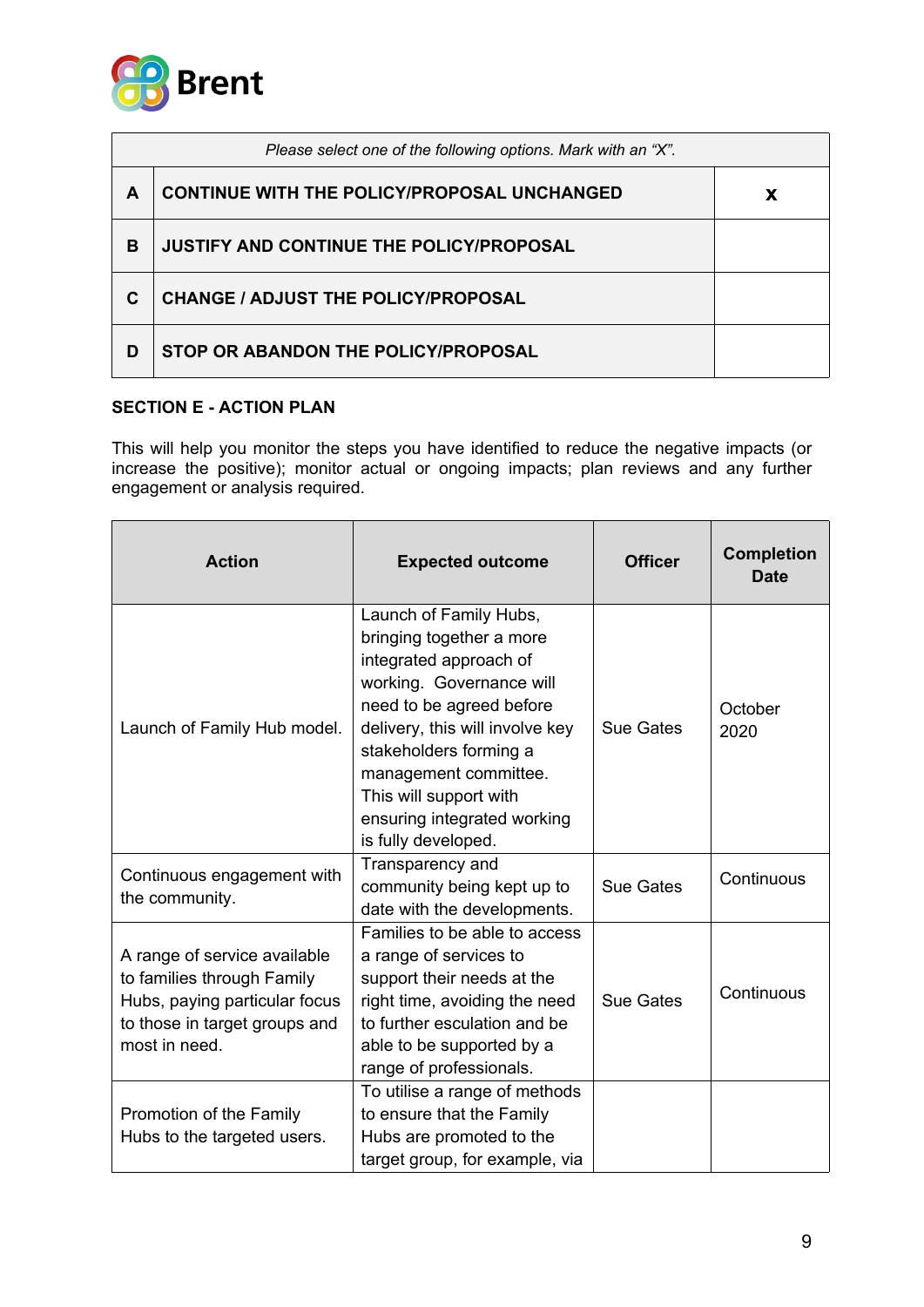| *Please select one of the following options. Mark with an "X".* | | |
|---|---|---|
| **A** | **CONTINUE WITH THE POLICY/PROPOSAL UNCHANGED** | **x** |
| **B** | **JUSTIFY AND CONTINUE THE POLICY/PROPOSAL** | |
| **C** | **CHANGE / ADJUST THE POLICY/PROPOSAL** | |
| **D** | **STOP OR ABANDON THE POLICY/PROPOSAL** | |

**SECTION E - ACTION PLAN**

This will help you monitor the steps you have identified to reduce the negative impacts (or increase the positive); monitor actual or ongoing impacts; plan reviews and any further engagement or analysis required.

| Action | Expected outcome | Officer | Completion Date |
|---|---|---|---|
| Launch of Family Hub model. | Launch of Family Hubs, bringing together a more integrated approach of working. Governance will need to be agreed before delivery, this will involve key stakeholders forming a management committee. This will support with ensuring integrated working is fully developed. | Sue Gates | October 2020 |
| Continuous engagement with the community. | Transparency and community being kept up to date with the developments. | Sue Gates | Continuous |
| A range of service available to families through Family Hubs, paying particular focus to those in target groups and most in need. | Families to be able to access a range of services to support their needs at the right time, avoiding the need to further esculation and be able to be supported by a range of professionals. | Sue Gates | Continuous |
| Promotion of the Family Hubs to the targeted users. | To utilise a range of methods to ensure that the Family Hubs are promoted to the target group, for example, via | | |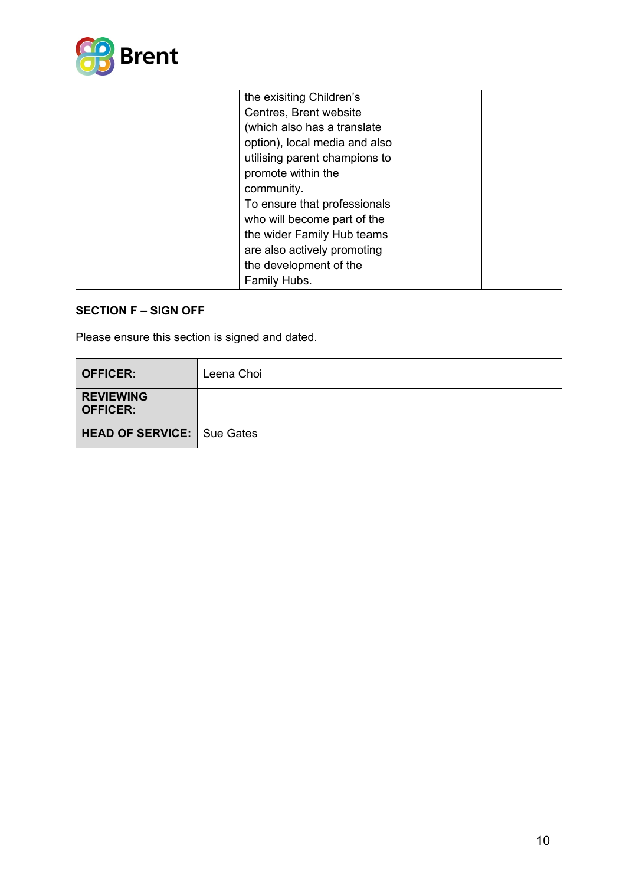| | | | |
|---|---|---|---|
| | the exisiting Children's Centres, Brent website (which also has a translate option), local media and also utilising parent champions to promote within the community. To ensure that professionals who will become part of the the wider Family Hub teams are also actively promoting the development of the Family Hubs. | | |

**SECTION F – SIGN OFF**

Please ensure this section is signed and dated.

| | |
|---|---|
| **OFFICER:** | Leena Choi |
| **REVIEWING OFFICER:** | |
| **HEAD OF SERVICE:** | Sue Gates |